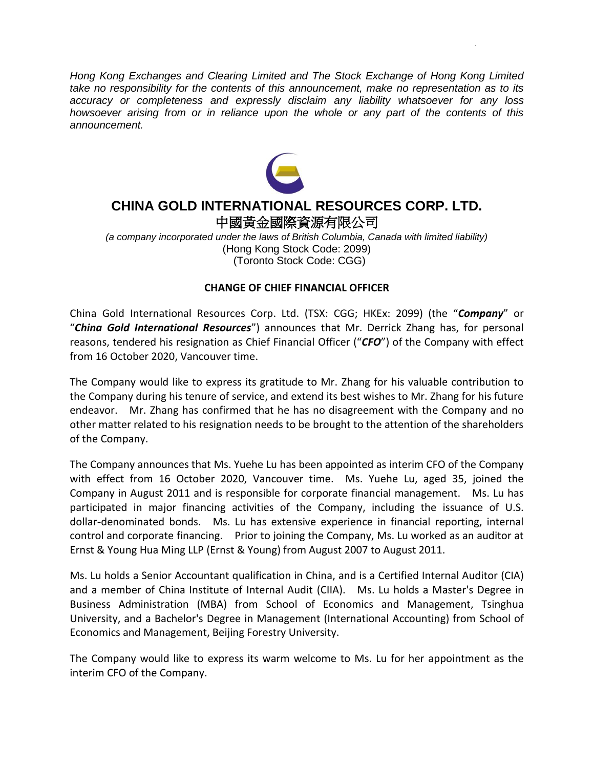*Hong Kong Exchanges and Clearing Limited and The Stock Exchange of Hong Kong Limited take no responsibility for the contents of this announcement, make no representation as to its accuracy or completeness and expressly disclaim any liability whatsoever for any loss howsoever arising from or in reliance upon the whole or any part of the contents of this announcement.*

# CHINA GOLD INTERNATIONAL RESOURCES CORP. LTD.

# 中國黃金國際資源有限公司

*(a company incorporated under the laws of British Columbia, Canada with limited liability)*
(Hong Kong Stock Code: 2099)
(Toronto Stock Code: CGG)

## CHANGE OF CHIEF FINANCIAL OFFICER

China Gold International Resources Corp. Ltd. (TSX: CGG; HKEx: 2099) (the "***Company***" or "***China Gold International Resources***") announces that Mr. Derrick Zhang has, for personal reasons, tendered his resignation as Chief Financial Officer ("***CFO***") of the Company with effect from 16 October 2020, Vancouver time.

The Company would like to express its gratitude to Mr. Zhang for his valuable contribution to the Company during his tenure of service, and extend its best wishes to Mr. Zhang for his future endeavor. Mr. Zhang has confirmed that he has no disagreement with the Company and no other matter related to his resignation needs to be brought to the attention of the shareholders of the Company.

The Company announces that Ms. Yuehe Lu has been appointed as interim CFO of the Company with effect from 16 October 2020, Vancouver time. Ms. Yuehe Lu, aged 35, joined the Company in August 2011 and is responsible for corporate financial management. Ms. Lu has participated in major financing activities of the Company, including the issuance of U.S. dollar-denominated bonds. Ms. Lu has extensive experience in financial reporting, internal control and corporate financing. Prior to joining the Company, Ms. Lu worked as an auditor at Ernst & Young Hua Ming LLP (Ernst & Young) from August 2007 to August 2011.

Ms. Lu holds a Senior Accountant qualification in China, and is a Certified Internal Auditor (CIA) and a member of China Institute of Internal Audit (CIIA). Ms. Lu holds a Master's Degree in Business Administration (MBA) from School of Economics and Management, Tsinghua University, and a Bachelor's Degree in Management (International Accounting) from School of Economics and Management, Beijing Forestry University.

The Company would like to express its warm welcome to Ms. Lu for her appointment as the interim CFO of the Company.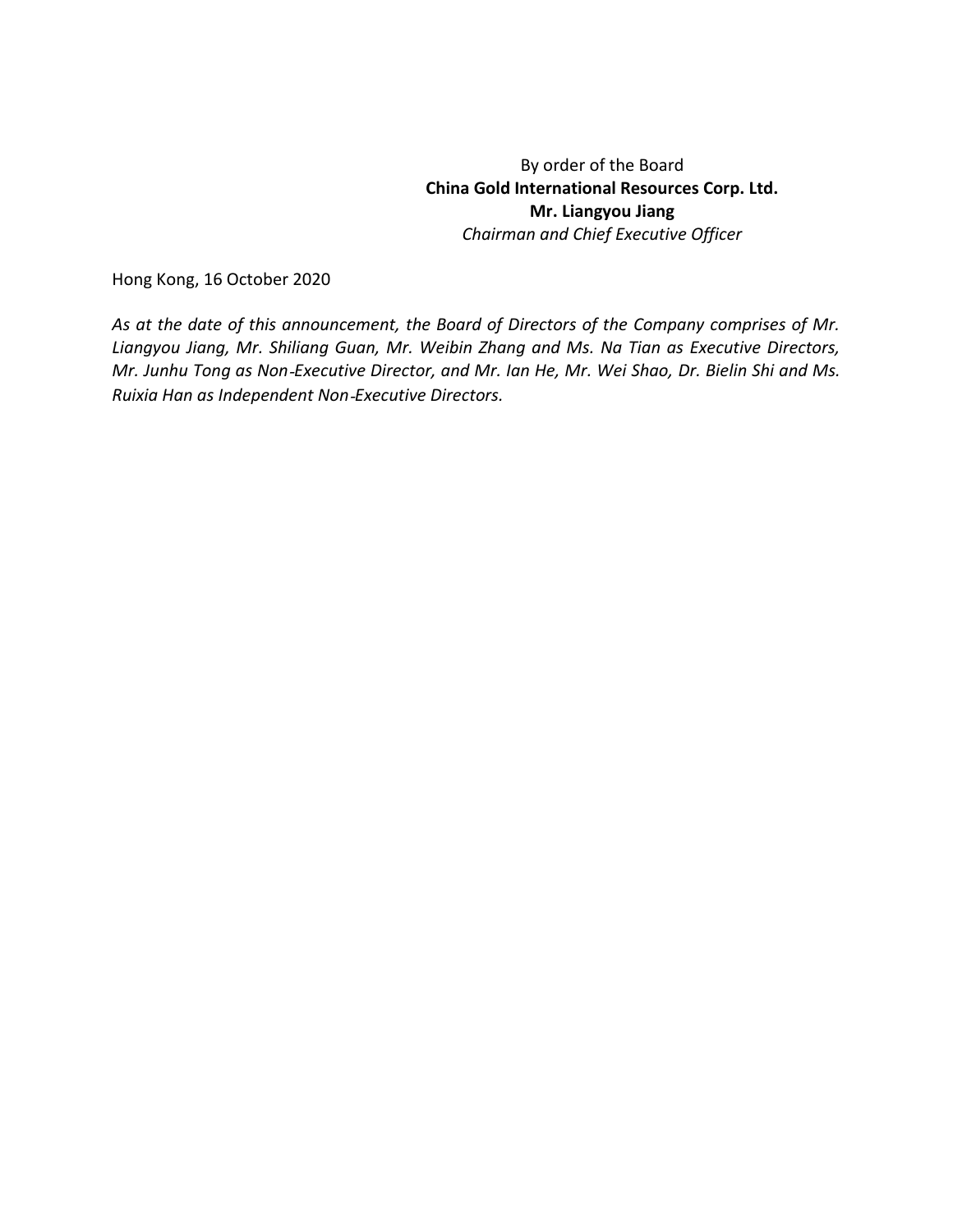By order of the Board

**China Gold International Resources Corp. Ltd.**

**Mr. Liangyou Jiang**

*Chairman and Chief Executive Officer*

Hong Kong, 16 October 2020

*As at the date of this announcement, the Board of Directors of the Company comprises of Mr. Liangyou Jiang, Mr. Shiliang Guan, Mr. Weibin Zhang and Ms. Na Tian as Executive Directors, Mr. Junhu Tong as Non-Executive Director, and Mr. Ian He, Mr. Wei Shao, Dr. Bielin Shi and Ms. Ruixia Han as Independent Non-Executive Directors.*